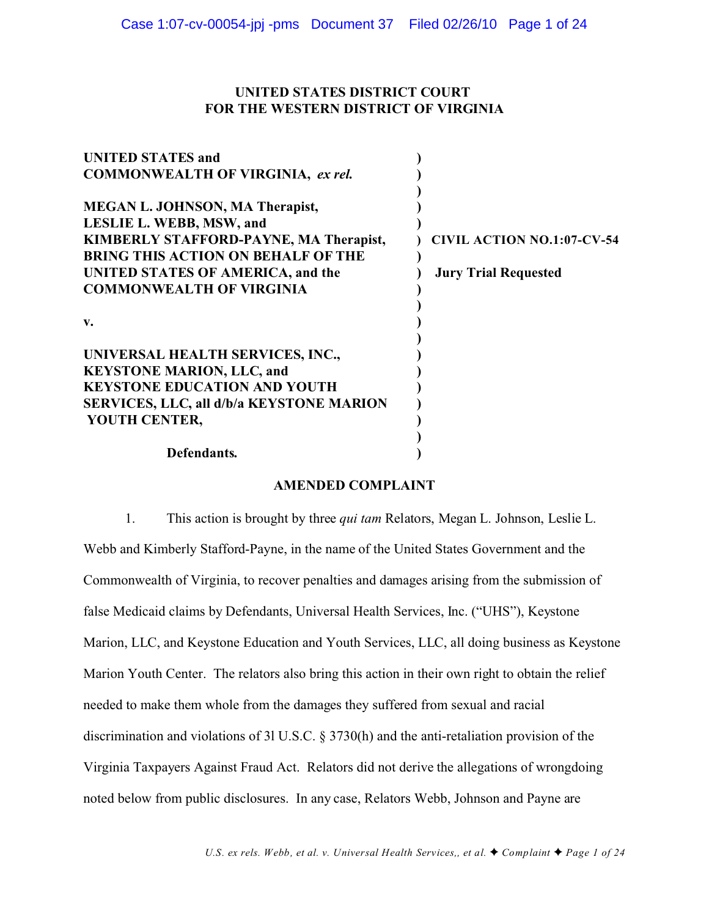**UNITED STATES DISTRICT COURT**
**FOR THE WESTERN DISTRICT OF VIRGINIA**

| | |
|---|---|
| **UNITED STATES and COMMONWEALTH OF VIRGINIA, *ex rel.*** | |
| **MEGAN L. JOHNSON, MA Therapist, LESLIE L. WEBB, MSW, and KIMBERLY STAFFORD-PAYNE, MA Therapist, BRING THIS ACTION ON BEHALF OF THE UNITED STATES OF AMERICA, and the COMMONWEALTH OF VIRGINIA** | **CIVIL ACTION NO.1:07-CV-54** |
| | **Jury Trial Requested** |
| **v.** | |
| **UNIVERSAL HEALTH SERVICES, INC., KEYSTONE MARION, LLC, and KEYSTONE EDUCATION AND YOUTH SERVICES, LLC, all d/b/a KEYSTONE MARION YOUTH CENTER,** | |
| **Defendants.** | |

**AMENDED COMPLAINT**

1. This action is brought by three *qui tam* Relators, Megan L. Johnson, Leslie L. Webb and Kimberly Stafford-Payne, in the name of the United States Government and the Commonwealth of Virginia, to recover penalties and damages arising from the submission of false Medicaid claims by Defendants, Universal Health Services, Inc. ("UHS"), Keystone Marion, LLC, and Keystone Education and Youth Services, LLC, all doing business as Keystone Marion Youth Center. The relators also bring this action in their own right to obtain the relief needed to make them whole from the damages they suffered from sexual and racial discrimination and violations of 3l U.S.C. § 3730(h) and the anti-retaliation provision of the Virginia Taxpayers Against Fraud Act. Relators did not derive the allegations of wrongdoing noted below from public disclosures. In any case, Relators Webb, Johnson and Payne are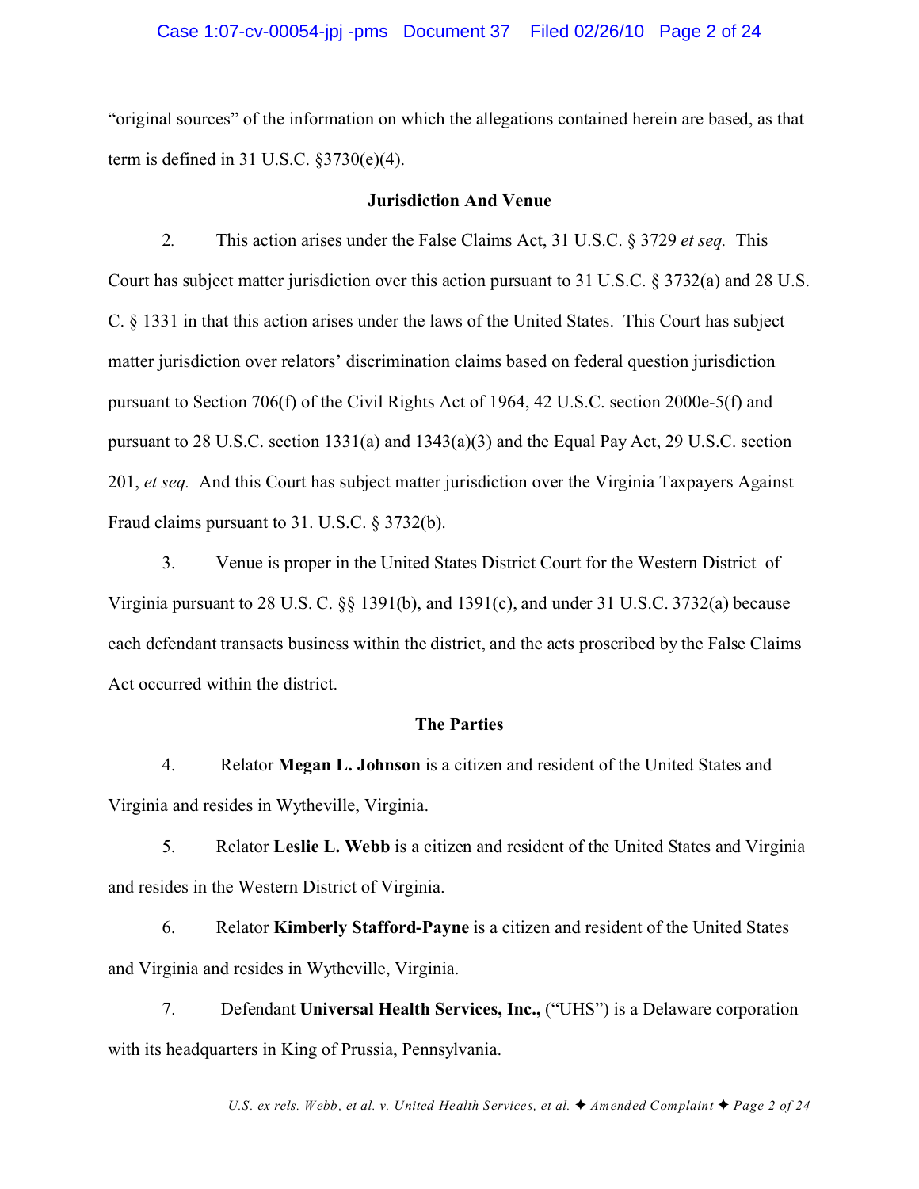"original sources" of the information on which the allegations contained herein are based, as that term is defined in 31 U.S.C. §3730(e)(4).

## Jurisdiction And Venue

2. This action arises under the False Claims Act, 31 U.S.C. § 3729 *et seq.* This Court has subject matter jurisdiction over this action pursuant to 31 U.S.C. § 3732(a) and 28 U.S. C. § 1331 in that this action arises under the laws of the United States. This Court has subject matter jurisdiction over relators' discrimination claims based on federal question jurisdiction pursuant to Section 706(f) of the Civil Rights Act of 1964, 42 U.S.C. section 2000e-5(f) and pursuant to 28 U.S.C. section 1331(a) and 1343(a)(3) and the Equal Pay Act, 29 U.S.C. section 201, *et seq.* And this Court has subject matter jurisdiction over the Virginia Taxpayers Against Fraud claims pursuant to 31. U.S.C. § 3732(b).

3. Venue is proper in the United States District Court for the Western District of Virginia pursuant to 28 U.S. C. §§ 1391(b), and 1391(c), and under 31 U.S.C. 3732(a) because each defendant transacts business within the district, and the acts proscribed by the False Claims Act occurred within the district.

## The Parties

4. Relator **Megan L. Johnson** is a citizen and resident of the United States and Virginia and resides in Wytheville, Virginia.

5. Relator **Leslie L. Webb** is a citizen and resident of the United States and Virginia and resides in the Western District of Virginia.

6. Relator **Kimberly Stafford-Payne** is a citizen and resident of the United States and Virginia and resides in Wytheville, Virginia.

7. Defendant **Universal Health Services, Inc.,** ("UHS") is a Delaware corporation with its headquarters in King of Prussia, Pennsylvania.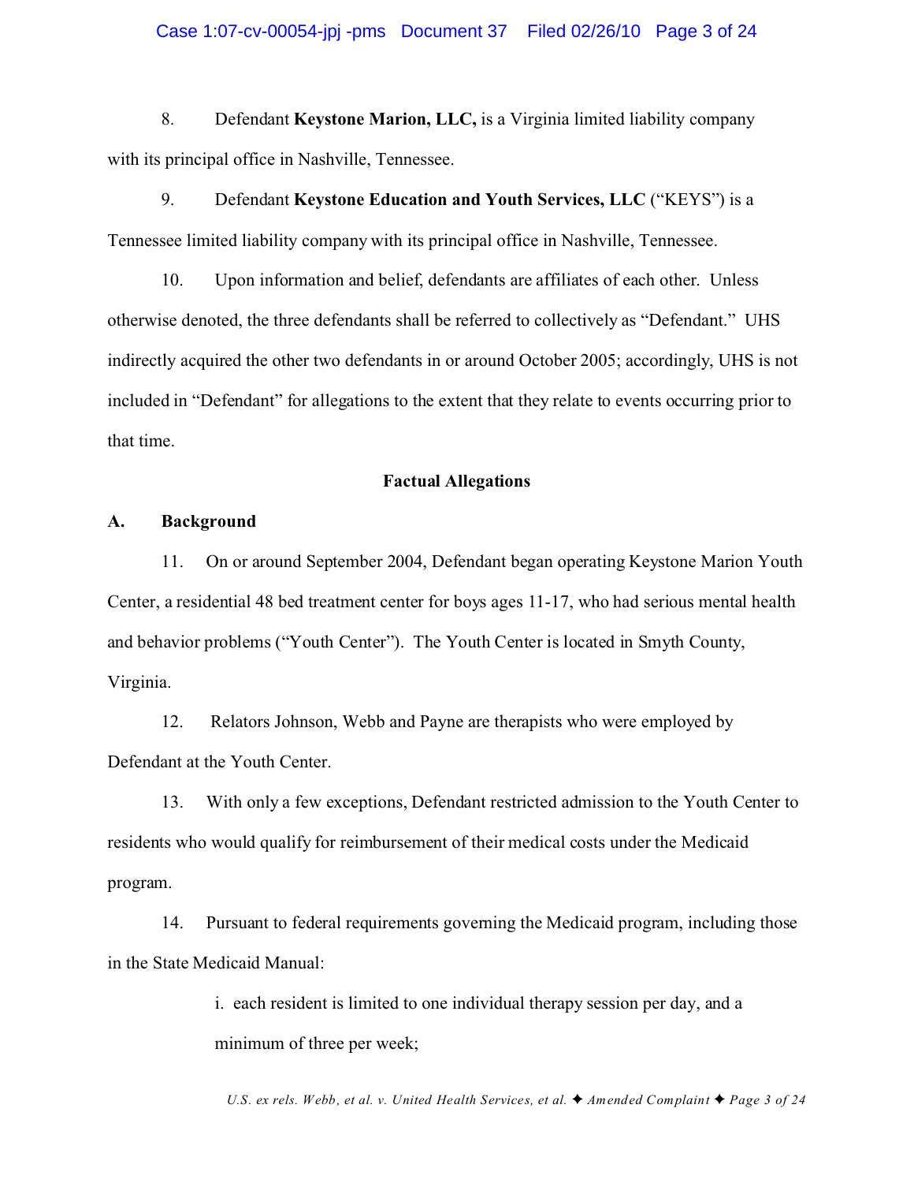8. Defendant **Keystone Marion, LLC,** is a Virginia limited liability company with its principal office in Nashville, Tennessee.

9. Defendant **Keystone Education and Youth Services, LLC** ("KEYS") is a Tennessee limited liability company with its principal office in Nashville, Tennessee.

10. Upon information and belief, defendants are affiliates of each other. Unless otherwise denoted, the three defendants shall be referred to collectively as "Defendant." UHS indirectly acquired the other two defendants in or around October 2005; accordingly, UHS is not included in "Defendant" for allegations to the extent that they relate to events occurring prior to that time.

## Factual Allegations

### A. Background

11. On or around September 2004, Defendant began operating Keystone Marion Youth Center, a residential 48 bed treatment center for boys ages 11-17, who had serious mental health and behavior problems ("Youth Center"). The Youth Center is located in Smyth County, Virginia.

12. Relators Johnson, Webb and Payne are therapists who were employed by Defendant at the Youth Center.

13. With only a few exceptions, Defendant restricted admission to the Youth Center to residents who would qualify for reimbursement of their medical costs under the Medicaid program.

14. Pursuant to federal requirements governing the Medicaid program, including those in the State Medicaid Manual:

> i. each resident is limited to one individual therapy session per day, and a minimum of three per week;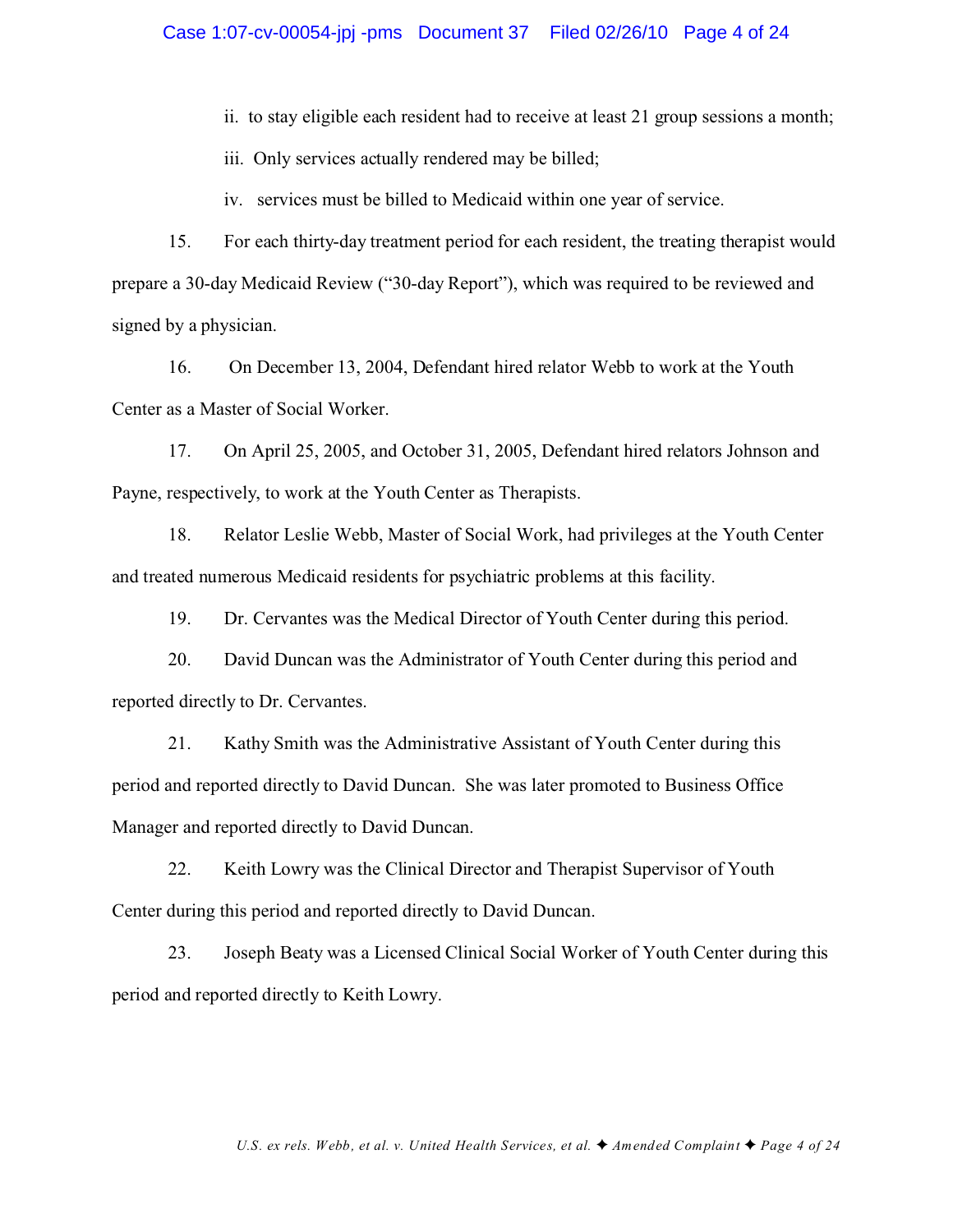ii. to stay eligible each resident had to receive at least 21 group sessions a month;

iii. Only services actually rendered may be billed;

iv. services must be billed to Medicaid within one year of service.

15. For each thirty-day treatment period for each resident, the treating therapist would prepare a 30-day Medicaid Review ("30-day Report"), which was required to be reviewed and signed by a physician.

16. On December 13, 2004, Defendant hired relator Webb to work at the Youth Center as a Master of Social Worker.

17. On April 25, 2005, and October 31, 2005, Defendant hired relators Johnson and Payne, respectively, to work at the Youth Center as Therapists.

18. Relator Leslie Webb, Master of Social Work, had privileges at the Youth Center and treated numerous Medicaid residents for psychiatric problems at this facility.

19. Dr. Cervantes was the Medical Director of Youth Center during this period.

20. David Duncan was the Administrator of Youth Center during this period and reported directly to Dr. Cervantes.

21. Kathy Smith was the Administrative Assistant of Youth Center during this period and reported directly to David Duncan. She was later promoted to Business Office Manager and reported directly to David Duncan.

22. Keith Lowry was the Clinical Director and Therapist Supervisor of Youth Center during this period and reported directly to David Duncan.

23. Joseph Beaty was a Licensed Clinical Social Worker of Youth Center during this period and reported directly to Keith Lowry.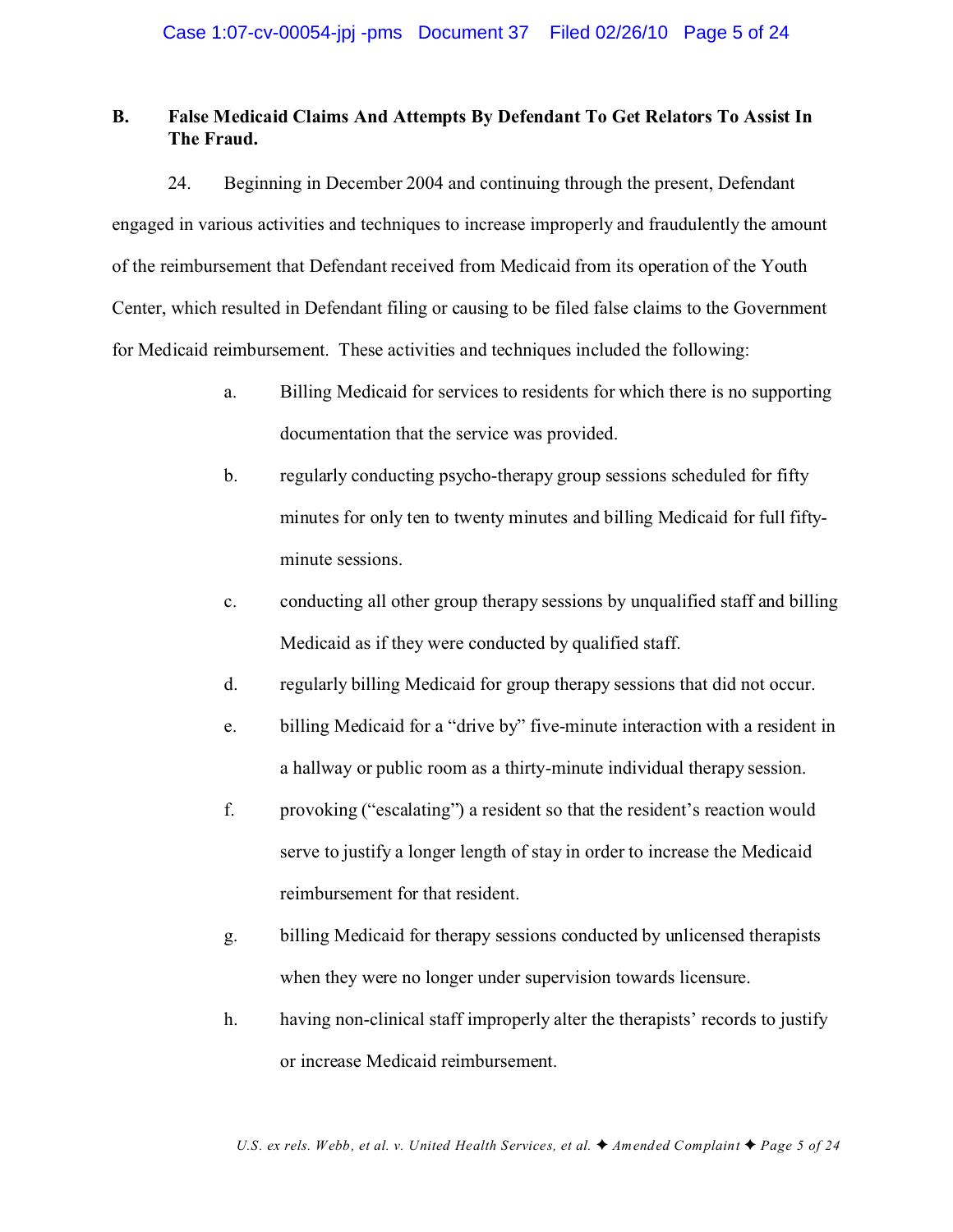### B. False Medicaid Claims And Attempts By Defendant To Get Relators To Assist In The Fraud.

24. Beginning in December 2004 and continuing through the present, Defendant engaged in various activities and techniques to increase improperly and fraudulently the amount of the reimbursement that Defendant received from Medicaid from its operation of the Youth Center, which resulted in Defendant filing or causing to be filed false claims to the Government for Medicaid reimbursement. These activities and techniques included the following:

a. Billing Medicaid for services to residents for which there is no supporting documentation that the service was provided.

b. regularly conducting psycho-therapy group sessions scheduled for fifty minutes for only ten to twenty minutes and billing Medicaid for full fifty-minute sessions.

c. conducting all other group therapy sessions by unqualified staff and billing Medicaid as if they were conducted by qualified staff.

d. regularly billing Medicaid for group therapy sessions that did not occur.

e. billing Medicaid for a "drive by" five-minute interaction with a resident in a hallway or public room as a thirty-minute individual therapy session.

f. provoking ("escalating") a resident so that the resident's reaction would serve to justify a longer length of stay in order to increase the Medicaid reimbursement for that resident.

g. billing Medicaid for therapy sessions conducted by unlicensed therapists when they were no longer under supervision towards licensure.

h. having non-clinical staff improperly alter the therapists' records to justify or increase Medicaid reimbursement.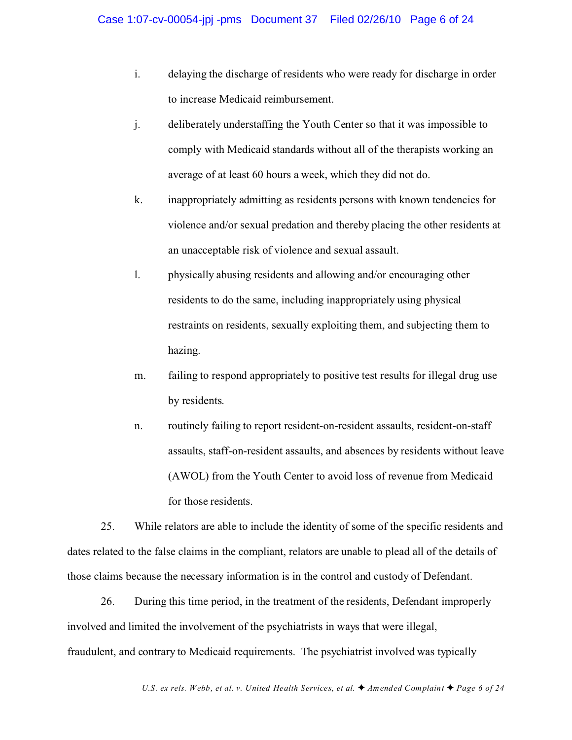i. delaying the discharge of residents who were ready for discharge in order to increase Medicaid reimbursement.

j. deliberately understaffing the Youth Center so that it was impossible to comply with Medicaid standards without all of the therapists working an average of at least 60 hours a week, which they did not do.

k. inappropriately admitting as residents persons with known tendencies for violence and/or sexual predation and thereby placing the other residents at an unacceptable risk of violence and sexual assault.

l. physically abusing residents and allowing and/or encouraging other residents to do the same, including inappropriately using physical restraints on residents, sexually exploiting them, and subjecting them to hazing.

m. failing to respond appropriately to positive test results for illegal drug use by residents.

n. routinely failing to report resident-on-resident assaults, resident-on-staff assaults, staff-on-resident assaults, and absences by residents without leave (AWOL) from the Youth Center to avoid loss of revenue from Medicaid for those residents.

25. While relators are able to include the identity of some of the specific residents and dates related to the false claims in the compliant, relators are unable to plead all of the details of those claims because the necessary information is in the control and custody of Defendant.

26. During this time period, in the treatment of the residents, Defendant improperly involved and limited the involvement of the psychiatrists in ways that were illegal, fraudulent, and contrary to Medicaid requirements. The psychiatrist involved was typically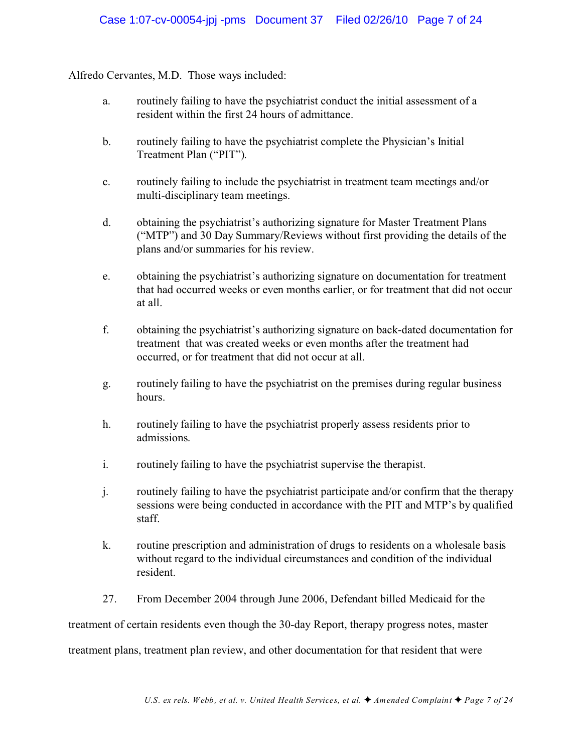Alfredo Cervantes, M.D. Those ways included:

a. routinely failing to have the psychiatrist conduct the initial assessment of a resident within the first 24 hours of admittance.

b. routinely failing to have the psychiatrist complete the Physician's Initial Treatment Plan ("PIT").

c. routinely failing to include the psychiatrist in treatment team meetings and/or multi-disciplinary team meetings.

d. obtaining the psychiatrist's authorizing signature for Master Treatment Plans ("MTP") and 30 Day Summary/Reviews without first providing the details of the plans and/or summaries for his review.

e. obtaining the psychiatrist's authorizing signature on documentation for treatment that had occurred weeks or even months earlier, or for treatment that did not occur at all.

f. obtaining the psychiatrist's authorizing signature on back-dated documentation for treatment that was created weeks or even months after the treatment had occurred, or for treatment that did not occur at all.

g. routinely failing to have the psychiatrist on the premises during regular business hours.

h. routinely failing to have the psychiatrist properly assess residents prior to admissions.

i. routinely failing to have the psychiatrist supervise the therapist.

j. routinely failing to have the psychiatrist participate and/or confirm that the therapy sessions were being conducted in accordance with the PIT and MTP's by qualified staff.

k. routine prescription and administration of drugs to residents on a wholesale basis without regard to the individual circumstances and condition of the individual resident.

27. From December 2004 through June 2006, Defendant billed Medicaid for the treatment of certain residents even though the 30-day Report, therapy progress notes, master treatment plans, treatment plan review, and other documentation for that resident that were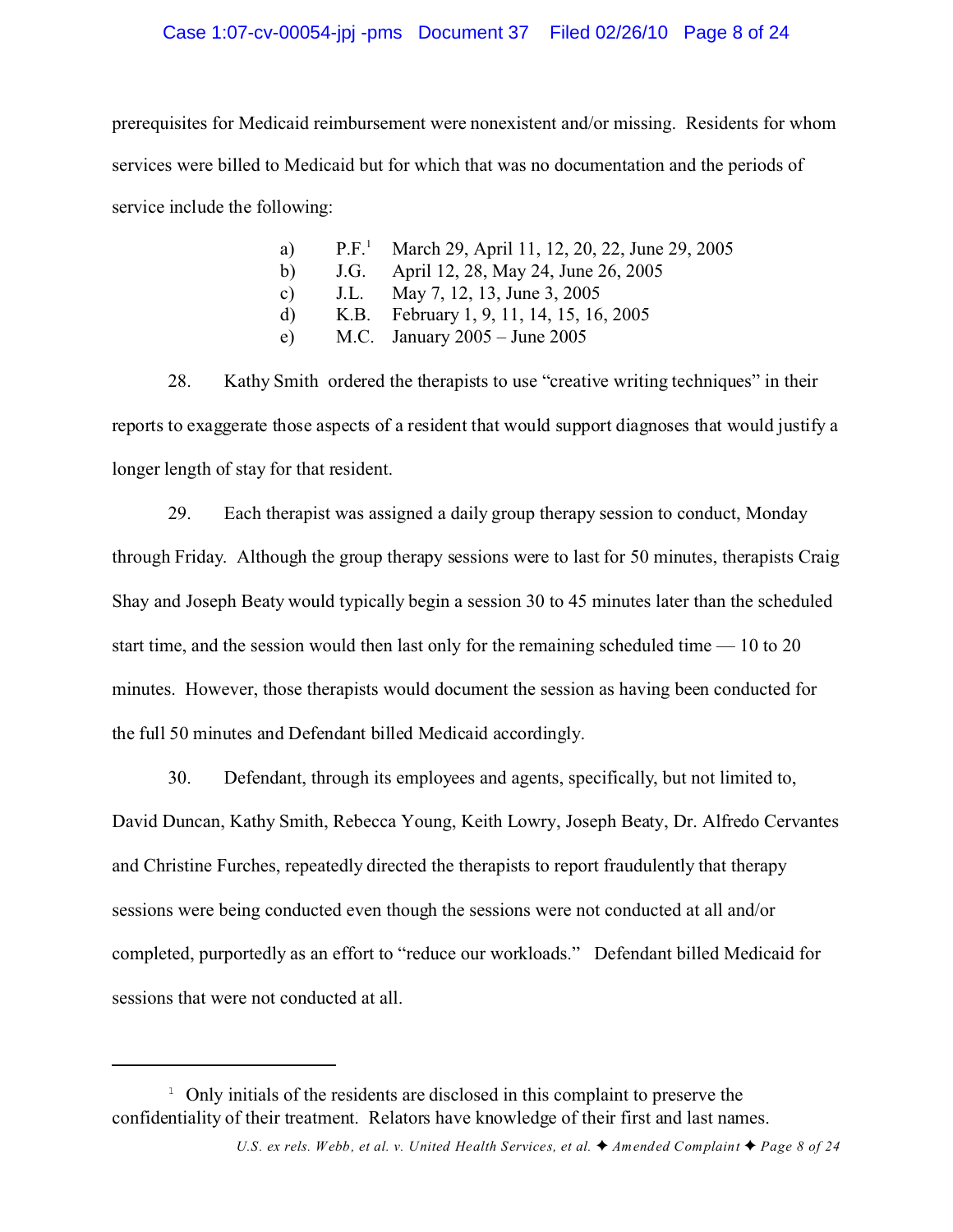prerequisites for Medicaid reimbursement were nonexistent and/or missing. Residents for whom services were billed to Medicaid but for which that was no documentation and the periods of service include the following:

a) P.F.[1] March 29, April 11, 12, 20, 22, June 29, 2005
b) J.G. April 12, 28, May 24, June 26, 2005
c) J.L. May 7, 12, 13, June 3, 2005
d) K.B. February 1, 9, 11, 14, 15, 16, 2005
e) M.C. January 2005 – June 2005

28. Kathy Smith ordered the therapists to use "creative writing techniques" in their reports to exaggerate those aspects of a resident that would support diagnoses that would justify a longer length of stay for that resident.

29. Each therapist was assigned a daily group therapy session to conduct, Monday through Friday. Although the group therapy sessions were to last for 50 minutes, therapists Craig Shay and Joseph Beaty would typically begin a session 30 to 45 minutes later than the scheduled start time, and the session would then last only for the remaining scheduled time — 10 to 20 minutes. However, those therapists would document the session as having been conducted for the full 50 minutes and Defendant billed Medicaid accordingly.

30. Defendant, through its employees and agents, specifically, but not limited to, David Duncan, Kathy Smith, Rebecca Young, Keith Lowry, Joseph Beaty, Dr. Alfredo Cervantes and Christine Furches, repeatedly directed the therapists to report fraudulently that therapy sessions were being conducted even though the sessions were not conducted at all and/or completed, purportedly as an effort to "reduce our workloads." Defendant billed Medicaid for sessions that were not conducted at all.

---

[1] Only initials of the residents are disclosed in this complaint to preserve the confidentiality of their treatment. Relators have knowledge of their first and last names.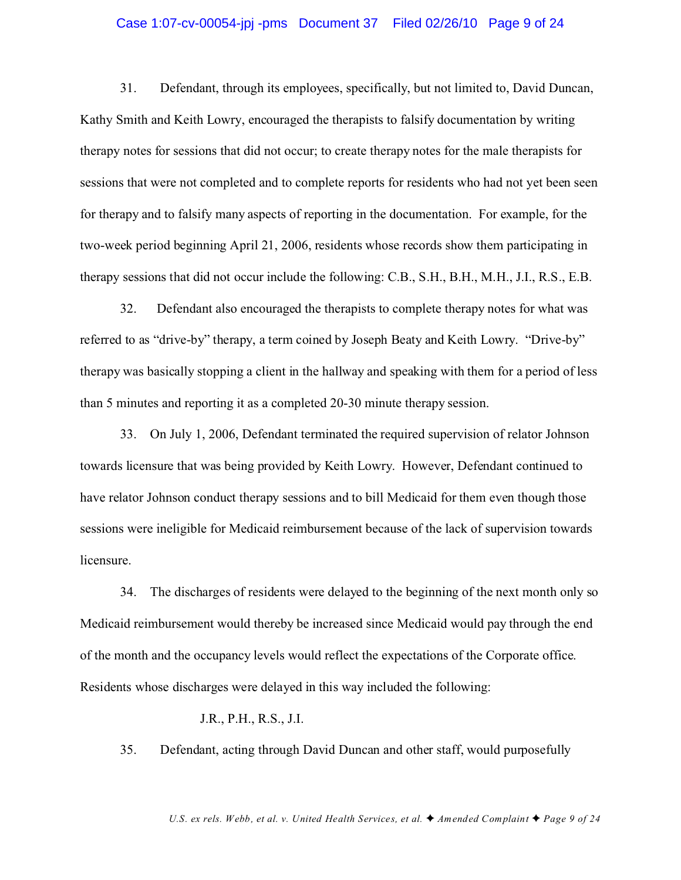31. Defendant, through its employees, specifically, but not limited to, David Duncan, Kathy Smith and Keith Lowry, encouraged the therapists to falsify documentation by writing therapy notes for sessions that did not occur; to create therapy notes for the male therapists for sessions that were not completed and to complete reports for residents who had not yet been seen for therapy and to falsify many aspects of reporting in the documentation. For example, for the two-week period beginning April 21, 2006, residents whose records show them participating in therapy sessions that did not occur include the following: C.B., S.H., B.H., M.H., J.I., R.S., E.B.

32. Defendant also encouraged the therapists to complete therapy notes for what was referred to as "drive-by" therapy, a term coined by Joseph Beaty and Keith Lowry. "Drive-by" therapy was basically stopping a client in the hallway and speaking with them for a period of less than 5 minutes and reporting it as a completed 20-30 minute therapy session.

33. On July 1, 2006, Defendant terminated the required supervision of relator Johnson towards licensure that was being provided by Keith Lowry. However, Defendant continued to have relator Johnson conduct therapy sessions and to bill Medicaid for them even though those sessions were ineligible for Medicaid reimbursement because of the lack of supervision towards licensure.

34. The discharges of residents were delayed to the beginning of the next month only so Medicaid reimbursement would thereby be increased since Medicaid would pay through the end of the month and the occupancy levels would reflect the expectations of the Corporate office. Residents whose discharges were delayed in this way included the following:

J.R., P.H., R.S., J.I.

35. Defendant, acting through David Duncan and other staff, would purposefully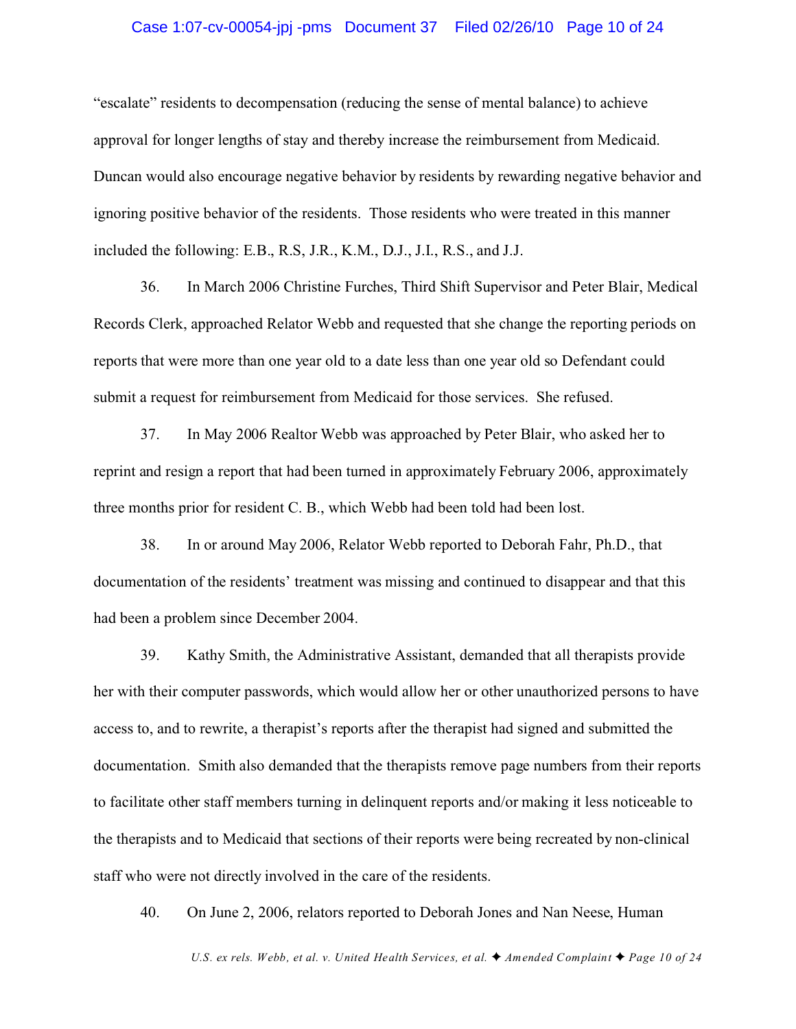"escalate" residents to decompensation (reducing the sense of mental balance) to achieve approval for longer lengths of stay and thereby increase the reimbursement from Medicaid. Duncan would also encourage negative behavior by residents by rewarding negative behavior and ignoring positive behavior of the residents. Those residents who were treated in this manner included the following: E.B., R.S, J.R., K.M., D.J., J.I., R.S., and J.J.

36. In March 2006 Christine Furches, Third Shift Supervisor and Peter Blair, Medical Records Clerk, approached Relator Webb and requested that she change the reporting periods on reports that were more than one year old to a date less than one year old so Defendant could submit a request for reimbursement from Medicaid for those services. She refused.

37. In May 2006 Realtor Webb was approached by Peter Blair, who asked her to reprint and resign a report that had been turned in approximately February 2006, approximately three months prior for resident C. B., which Webb had been told had been lost.

38. In or around May 2006, Relator Webb reported to Deborah Fahr, Ph.D., that documentation of the residents' treatment was missing and continued to disappear and that this had been a problem since December 2004.

39. Kathy Smith, the Administrative Assistant, demanded that all therapists provide her with their computer passwords, which would allow her or other unauthorized persons to have access to, and to rewrite, a therapist's reports after the therapist had signed and submitted the documentation. Smith also demanded that the therapists remove page numbers from their reports to facilitate other staff members turning in delinquent reports and/or making it less noticeable to the therapists and to Medicaid that sections of their reports were being recreated by non-clinical staff who were not directly involved in the care of the residents.

40. On June 2, 2006, relators reported to Deborah Jones and Nan Neese, Human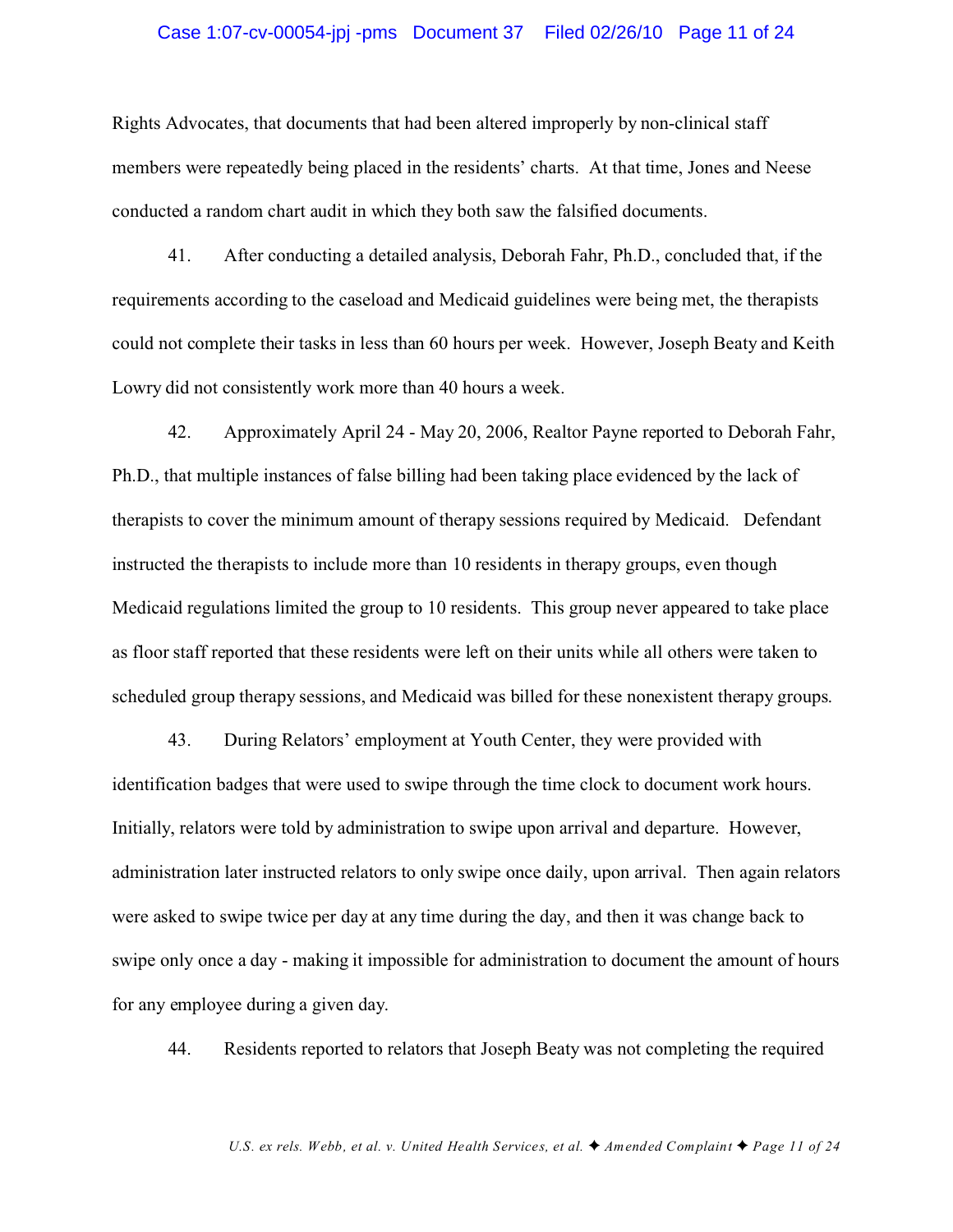Rights Advocates, that documents that had been altered improperly by non-clinical staff members were repeatedly being placed in the residents' charts. At that time, Jones and Neese conducted a random chart audit in which they both saw the falsified documents.

41. After conducting a detailed analysis, Deborah Fahr, Ph.D., concluded that, if the requirements according to the caseload and Medicaid guidelines were being met, the therapists could not complete their tasks in less than 60 hours per week. However, Joseph Beaty and Keith Lowry did not consistently work more than 40 hours a week.

42. Approximately April 24 - May 20, 2006, Realtor Payne reported to Deborah Fahr, Ph.D., that multiple instances of false billing had been taking place evidenced by the lack of therapists to cover the minimum amount of therapy sessions required by Medicaid. Defendant instructed the therapists to include more than 10 residents in therapy groups, even though Medicaid regulations limited the group to 10 residents. This group never appeared to take place as floor staff reported that these residents were left on their units while all others were taken to scheduled group therapy sessions, and Medicaid was billed for these nonexistent therapy groups.

43. During Relators' employment at Youth Center, they were provided with identification badges that were used to swipe through the time clock to document work hours. Initially, relators were told by administration to swipe upon arrival and departure. However, administration later instructed relators to only swipe once daily, upon arrival. Then again relators were asked to swipe twice per day at any time during the day, and then it was change back to swipe only once a day - making it impossible for administration to document the amount of hours for any employee during a given day.

44. Residents reported to relators that Joseph Beaty was not completing the required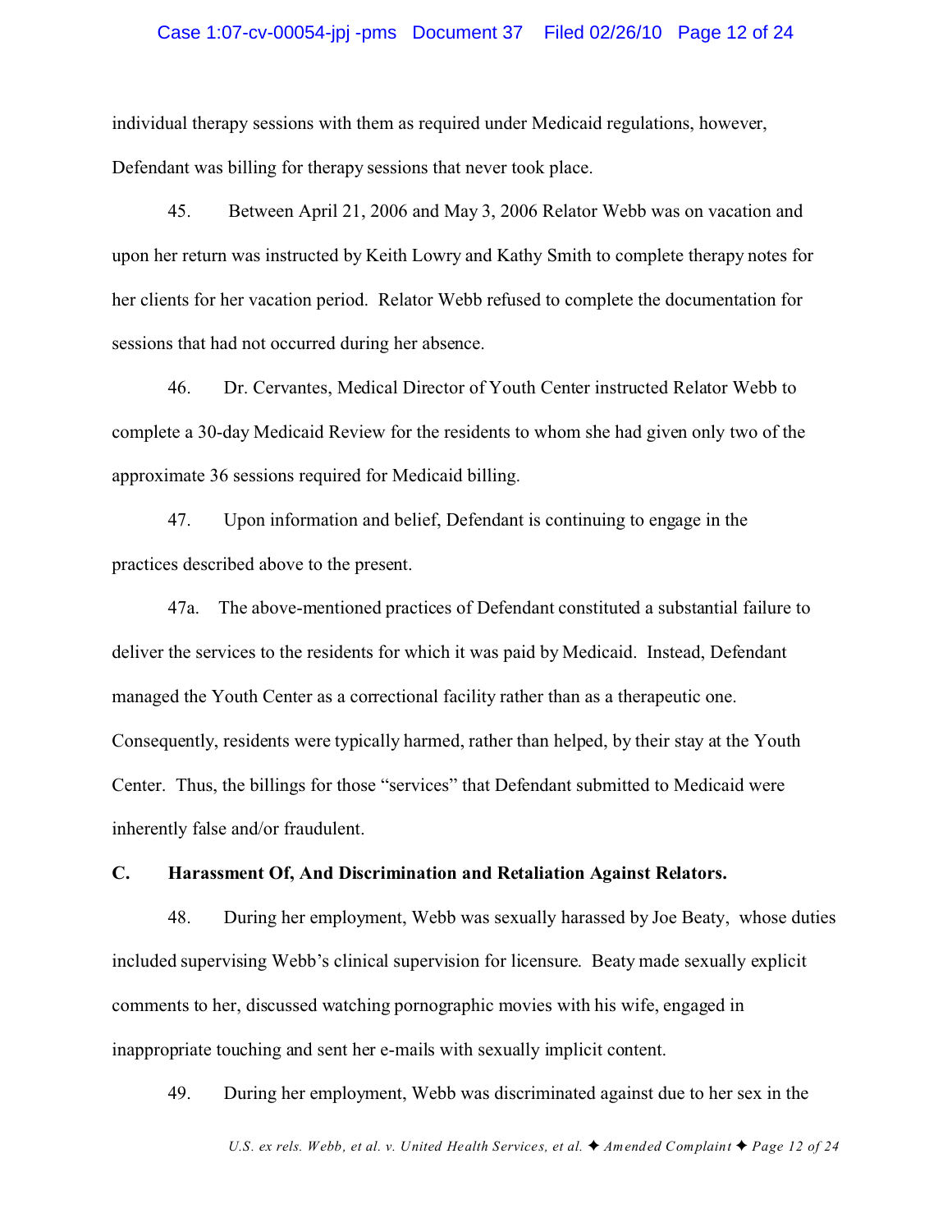individual therapy sessions with them as required under Medicaid regulations, however, Defendant was billing for therapy sessions that never took place.

45. Between April 21, 2006 and May 3, 2006 Relator Webb was on vacation and upon her return was instructed by Keith Lowry and Kathy Smith to complete therapy notes for her clients for her vacation period. Relator Webb refused to complete the documentation for sessions that had not occurred during her absence.

46. Dr. Cervantes, Medical Director of Youth Center instructed Relator Webb to complete a 30-day Medicaid Review for the residents to whom she had given only two of the approximate 36 sessions required for Medicaid billing.

47. Upon information and belief, Defendant is continuing to engage in the practices described above to the present.

47a. The above-mentioned practices of Defendant constituted a substantial failure to deliver the services to the residents for which it was paid by Medicaid. Instead, Defendant managed the Youth Center as a correctional facility rather than as a therapeutic one. Consequently, residents were typically harmed, rather than helped, by their stay at the Youth Center. Thus, the billings for those "services" that Defendant submitted to Medicaid were inherently false and/or fraudulent.

**C. Harassment Of, And Discrimination and Retaliation Against Relators.**

48. During her employment, Webb was sexually harassed by Joe Beaty, whose duties included supervising Webb's clinical supervision for licensure. Beaty made sexually explicit comments to her, discussed watching pornographic movies with his wife, engaged in inappropriate touching and sent her e-mails with sexually implicit content.

49. During her employment, Webb was discriminated against due to her sex in the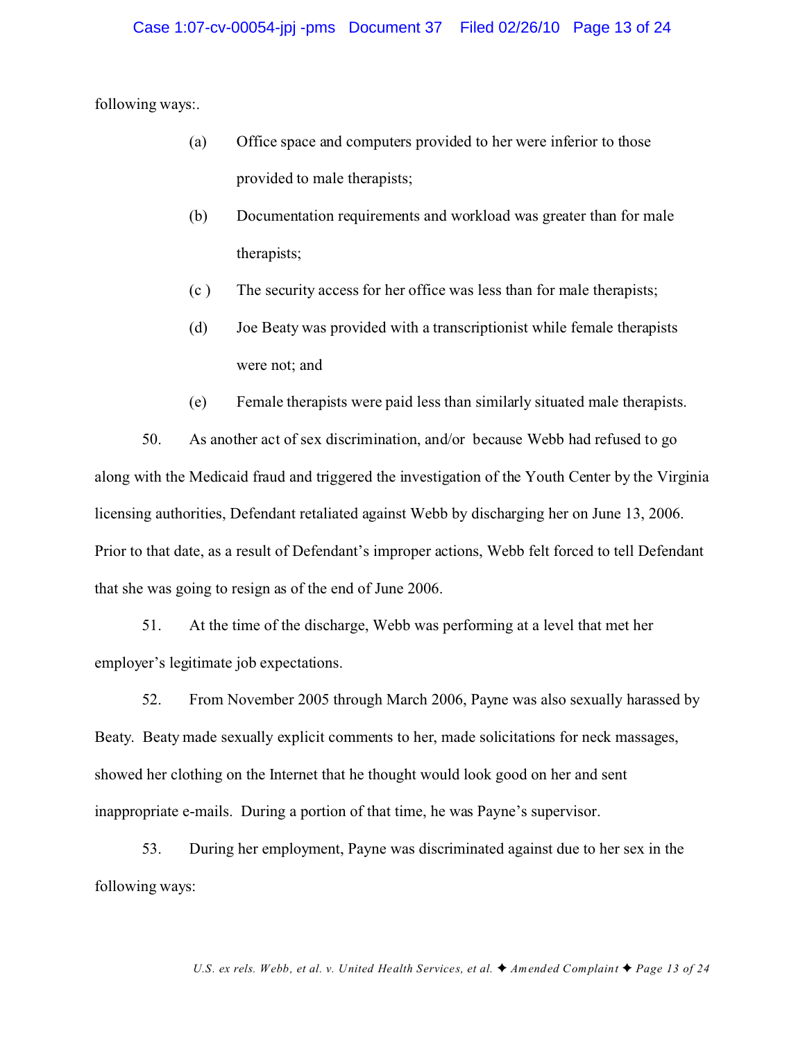following ways:.

(a) Office space and computers provided to her were inferior to those provided to male therapists;

(b) Documentation requirements and workload was greater than for male therapists;

(c ) The security access for her office was less than for male therapists;

(d) Joe Beaty was provided with a transcriptionist while female therapists were not; and

(e) Female therapists were paid less than similarly situated male therapists.

50. As another act of sex discrimination, and/or because Webb had refused to go along with the Medicaid fraud and triggered the investigation of the Youth Center by the Virginia licensing authorities, Defendant retaliated against Webb by discharging her on June 13, 2006. Prior to that date, as a result of Defendant's improper actions, Webb felt forced to tell Defendant that she was going to resign as of the end of June 2006.

51. At the time of the discharge, Webb was performing at a level that met her employer's legitimate job expectations.

52. From November 2005 through March 2006, Payne was also sexually harassed by Beaty. Beaty made sexually explicit comments to her, made solicitations for neck massages, showed her clothing on the Internet that he thought would look good on her and sent inappropriate e-mails. During a portion of that time, he was Payne's supervisor.

53. During her employment, Payne was discriminated against due to her sex in the following ways: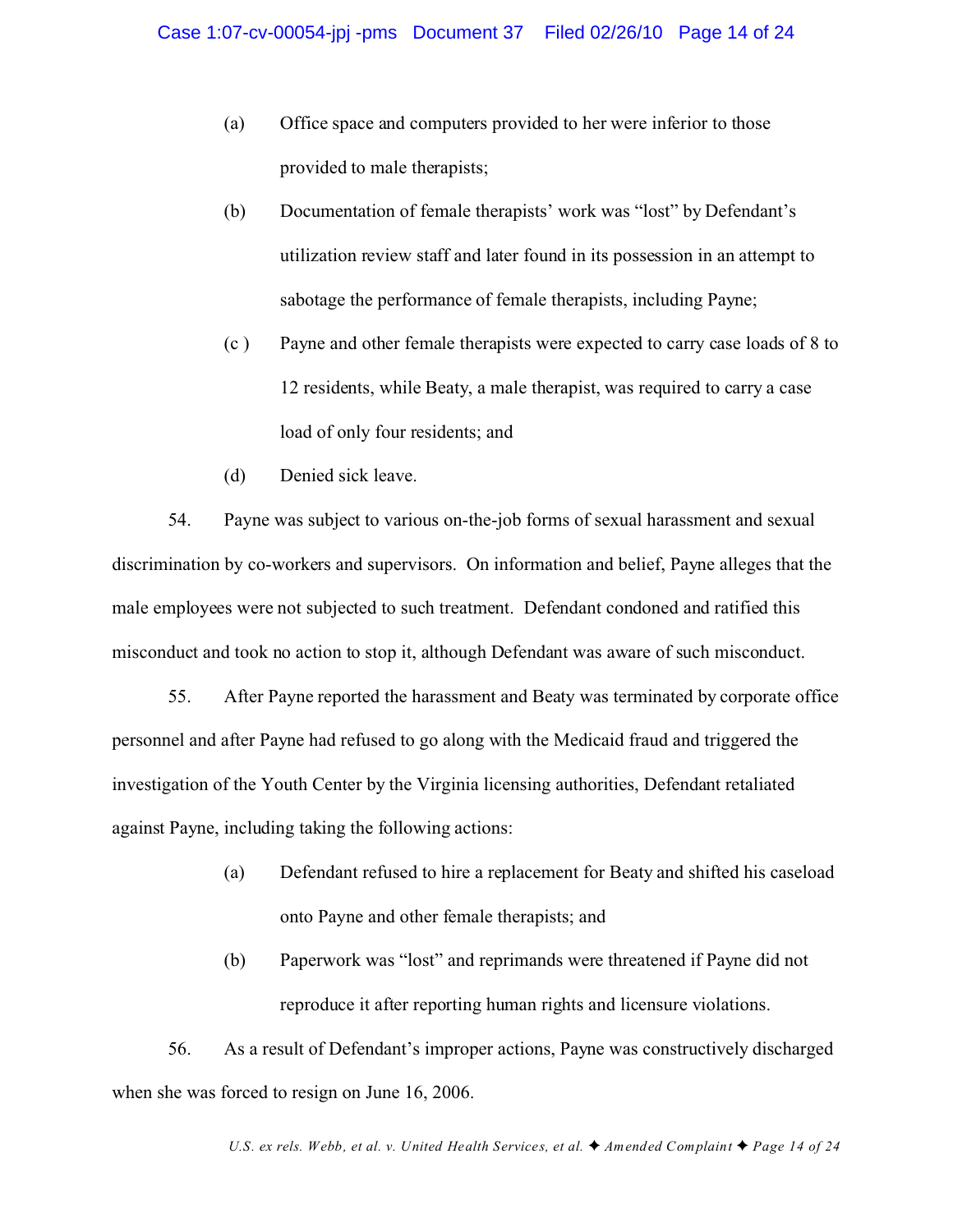(a) Office space and computers provided to her were inferior to those provided to male therapists;

(b) Documentation of female therapists' work was "lost" by Defendant's utilization review staff and later found in its possession in an attempt to sabotage the performance of female therapists, including Payne;

(c ) Payne and other female therapists were expected to carry case loads of 8 to 12 residents, while Beaty, a male therapist, was required to carry a case load of only four residents; and

(d) Denied sick leave.

54. Payne was subject to various on-the-job forms of sexual harassment and sexual discrimination by co-workers and supervisors. On information and belief, Payne alleges that the male employees were not subjected to such treatment. Defendant condoned and ratified this misconduct and took no action to stop it, although Defendant was aware of such misconduct.

55. After Payne reported the harassment and Beaty was terminated by corporate office personnel and after Payne had refused to go along with the Medicaid fraud and triggered the investigation of the Youth Center by the Virginia licensing authorities, Defendant retaliated against Payne, including taking the following actions:

(a) Defendant refused to hire a replacement for Beaty and shifted his caseload onto Payne and other female therapists; and

(b) Paperwork was "lost" and reprimands were threatened if Payne did not reproduce it after reporting human rights and licensure violations.

56. As a result of Defendant's improper actions, Payne was constructively discharged when she was forced to resign on June 16, 2006.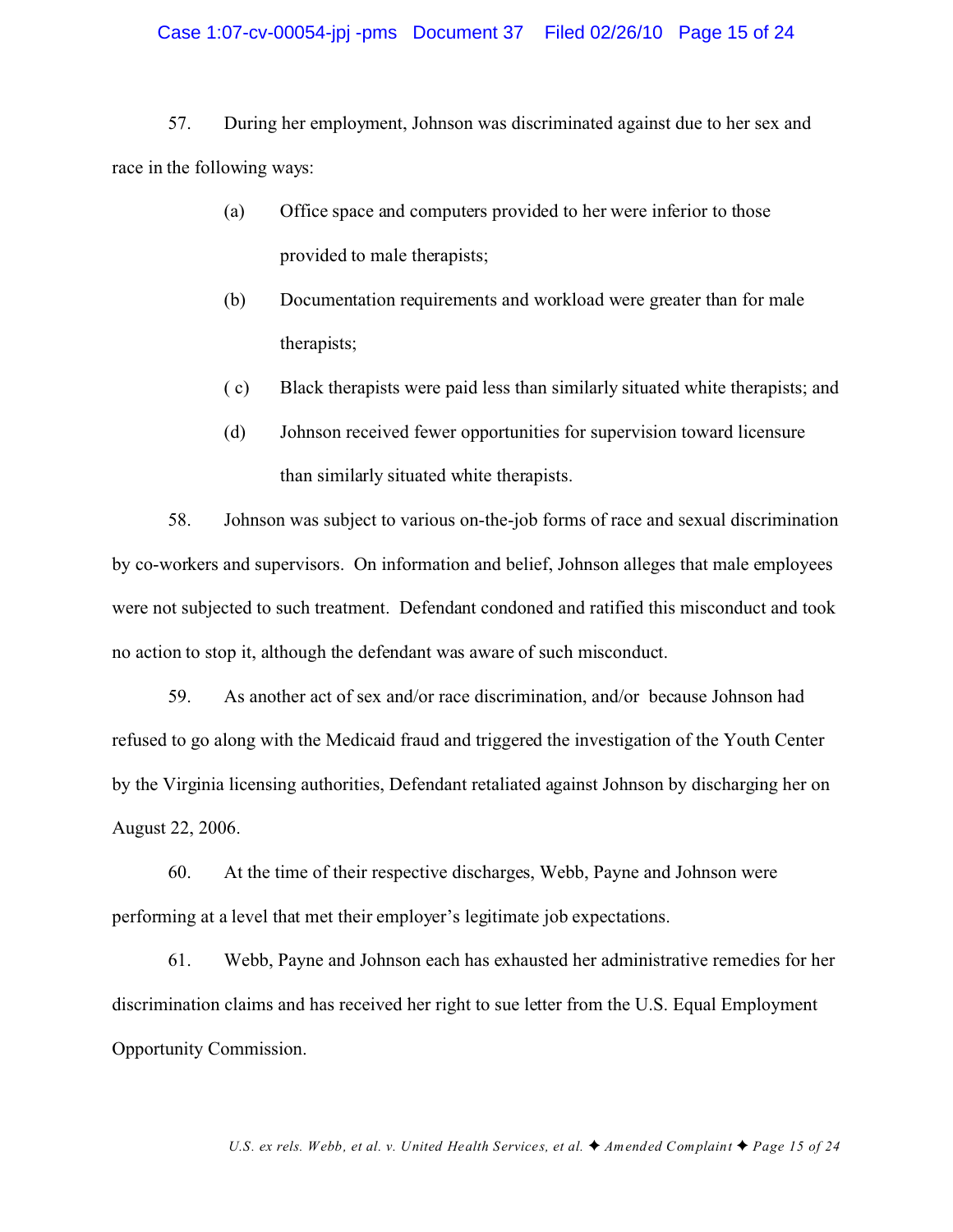57. During her employment, Johnson was discriminated against due to her sex and race in the following ways:

(a) Office space and computers provided to her were inferior to those provided to male therapists;

(b) Documentation requirements and workload were greater than for male therapists;

( c) Black therapists were paid less than similarly situated white therapists; and

(d) Johnson received fewer opportunities for supervision toward licensure than similarly situated white therapists.

58. Johnson was subject to various on-the-job forms of race and sexual discrimination by co-workers and supervisors. On information and belief, Johnson alleges that male employees were not subjected to such treatment. Defendant condoned and ratified this misconduct and took no action to stop it, although the defendant was aware of such misconduct.

59. As another act of sex and/or race discrimination, and/or because Johnson had refused to go along with the Medicaid fraud and triggered the investigation of the Youth Center by the Virginia licensing authorities, Defendant retaliated against Johnson by discharging her on August 22, 2006.

60. At the time of their respective discharges, Webb, Payne and Johnson were performing at a level that met their employer's legitimate job expectations.

61. Webb, Payne and Johnson each has exhausted her administrative remedies for her discrimination claims and has received her right to sue letter from the U.S. Equal Employment Opportunity Commission.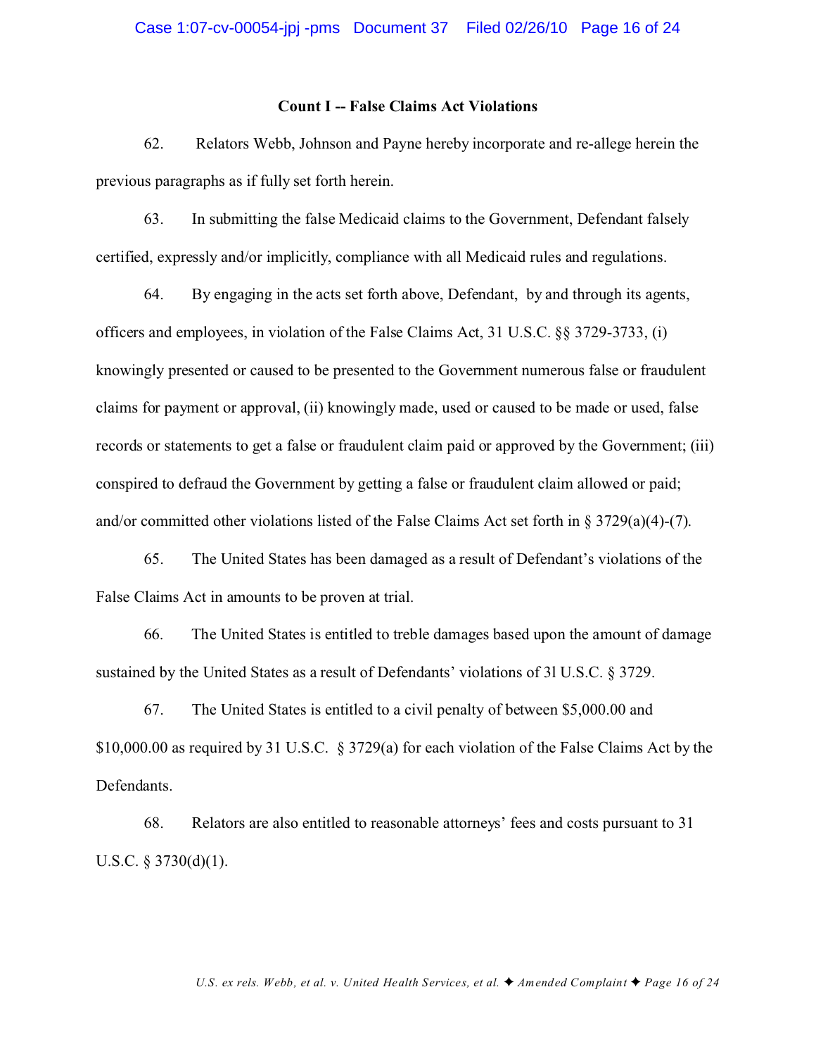## Count I -- False Claims Act Violations

62. Relators Webb, Johnson and Payne hereby incorporate and re-allege herein the previous paragraphs as if fully set forth herein.

63. In submitting the false Medicaid claims to the Government, Defendant falsely certified, expressly and/or implicitly, compliance with all Medicaid rules and regulations.

64. By engaging in the acts set forth above, Defendant, by and through its agents, officers and employees, in violation of the False Claims Act, 31 U.S.C. §§ 3729-3733, (i) knowingly presented or caused to be presented to the Government numerous false or fraudulent claims for payment or approval, (ii) knowingly made, used or caused to be made or used, false records or statements to get a false or fraudulent claim paid or approved by the Government; (iii) conspired to defraud the Government by getting a false or fraudulent claim allowed or paid; and/or committed other violations listed of the False Claims Act set forth in § 3729(a)(4)-(7).

65. The United States has been damaged as a result of Defendant's violations of the False Claims Act in amounts to be proven at trial.

66. The United States is entitled to treble damages based upon the amount of damage sustained by the United States as a result of Defendants' violations of 3l U.S.C. § 3729.

67. The United States is entitled to a civil penalty of between $5,000.00 and $10,000.00 as required by 31 U.S.C. § 3729(a) for each violation of the False Claims Act by the Defendants.

68. Relators are also entitled to reasonable attorneys' fees and costs pursuant to 31 U.S.C. § 3730(d)(1).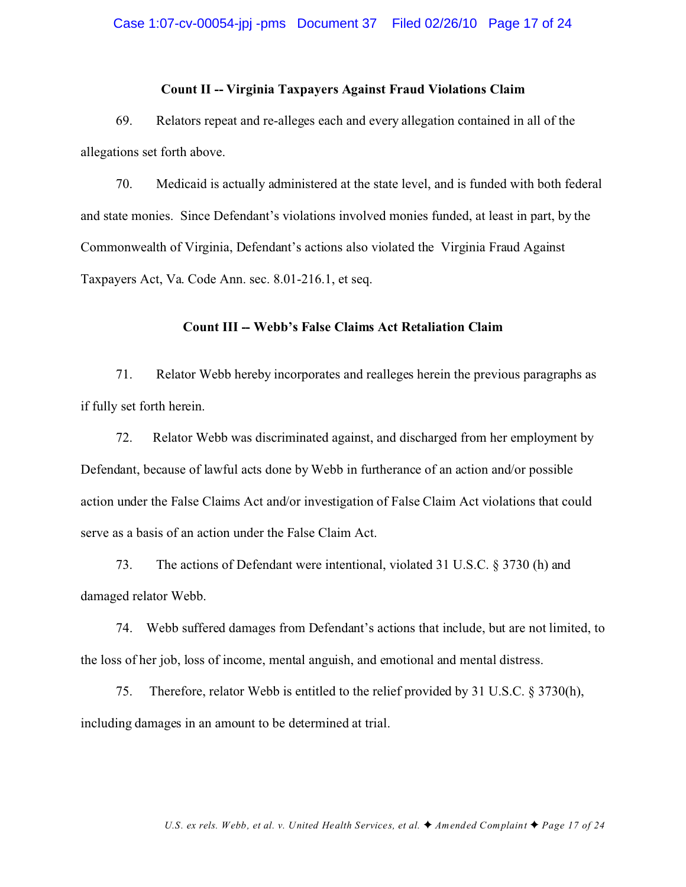**Count II -- Virginia Taxpayers Against Fraud Violations Claim**

69. Relators repeat and re-alleges each and every allegation contained in all of the allegations set forth above.

70. Medicaid is actually administered at the state level, and is funded with both federal and state monies. Since Defendant's violations involved monies funded, at least in part, by the Commonwealth of Virginia, Defendant's actions also violated the Virginia Fraud Against Taxpayers Act, Va. Code Ann. sec. 8.01-216.1, et seq.

**Count III -- Webb's False Claims Act Retaliation Claim**

71. Relator Webb hereby incorporates and realleges herein the previous paragraphs as if fully set forth herein.

72. Relator Webb was discriminated against, and discharged from her employment by Defendant, because of lawful acts done by Webb in furtherance of an action and/or possible action under the False Claims Act and/or investigation of False Claim Act violations that could serve as a basis of an action under the False Claim Act.

73. The actions of Defendant were intentional, violated 31 U.S.C. § 3730 (h) and damaged relator Webb.

74. Webb suffered damages from Defendant's actions that include, but are not limited, to the loss of her job, loss of income, mental anguish, and emotional and mental distress.

75. Therefore, relator Webb is entitled to the relief provided by 31 U.S.C. § 3730(h), including damages in an amount to be determined at trial.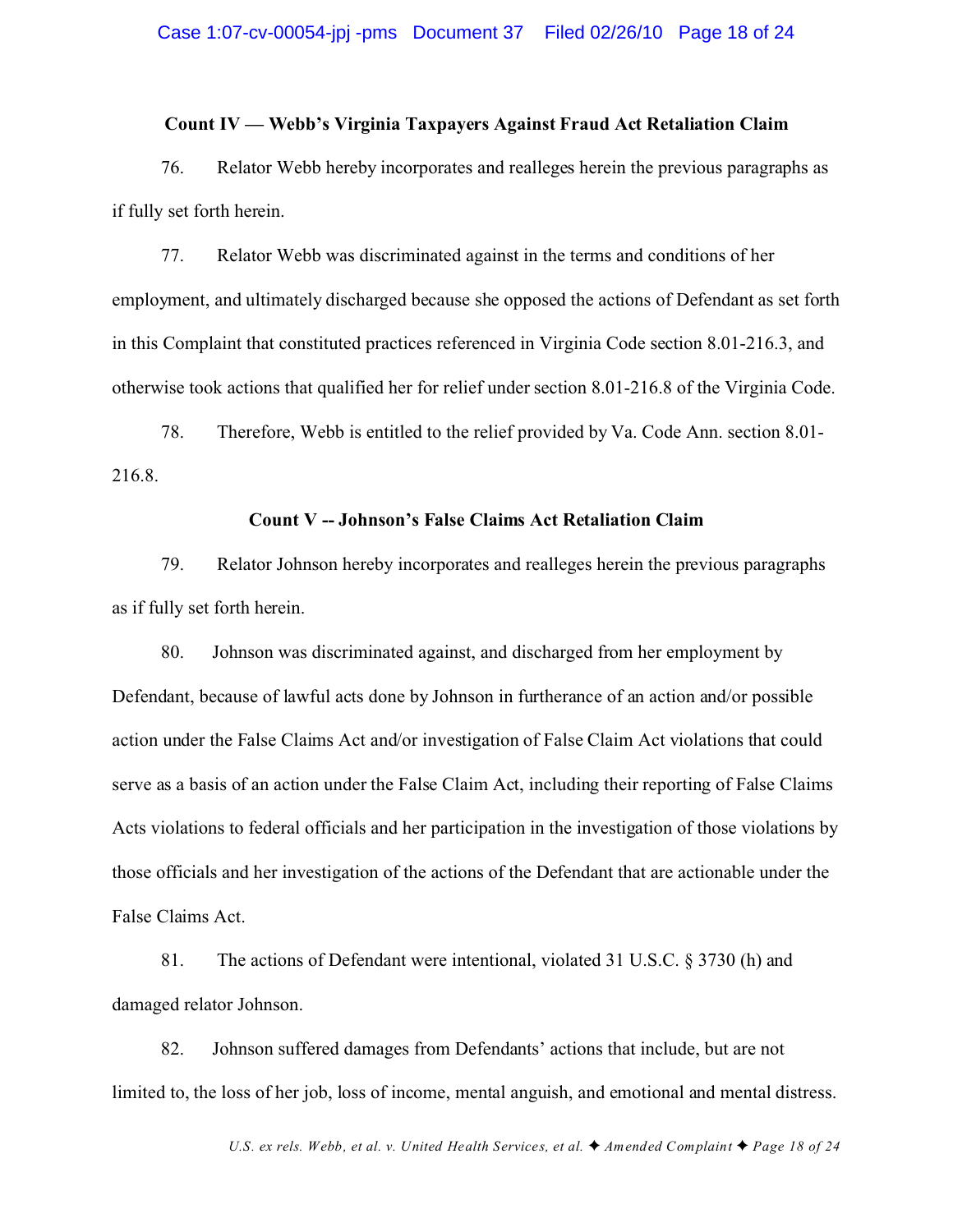**Count IV — Webb's Virginia Taxpayers Against Fraud Act Retaliation Claim**

76. Relator Webb hereby incorporates and realleges herein the previous paragraphs as if fully set forth herein.

77. Relator Webb was discriminated against in the terms and conditions of her employment, and ultimately discharged because she opposed the actions of Defendant as set forth in this Complaint that constituted practices referenced in Virginia Code section 8.01-216.3, and otherwise took actions that qualified her for relief under section 8.01-216.8 of the Virginia Code.

78. Therefore, Webb is entitled to the relief provided by Va. Code Ann. section 8.01-216.8.

**Count V -- Johnson's False Claims Act Retaliation Claim**

79. Relator Johnson hereby incorporates and realleges herein the previous paragraphs as if fully set forth herein.

80. Johnson was discriminated against, and discharged from her employment by Defendant, because of lawful acts done by Johnson in furtherance of an action and/or possible action under the False Claims Act and/or investigation of False Claim Act violations that could serve as a basis of an action under the False Claim Act, including their reporting of False Claims Acts violations to federal officials and her participation in the investigation of those violations by those officials and her investigation of the actions of the Defendant that are actionable under the False Claims Act.

81. The actions of Defendant were intentional, violated 31 U.S.C. § 3730 (h) and damaged relator Johnson.

82. Johnson suffered damages from Defendants' actions that include, but are not limited to, the loss of her job, loss of income, mental anguish, and emotional and mental distress.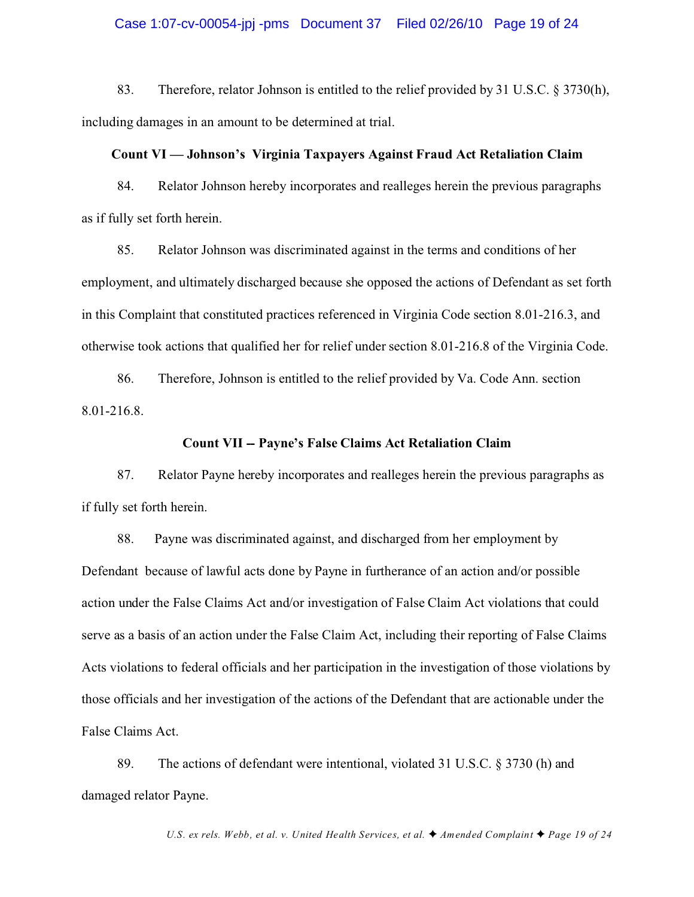83. Therefore, relator Johnson is entitled to the relief provided by 31 U.S.C. § 3730(h), including damages in an amount to be determined at trial.

**Count VI — Johnson's Virginia Taxpayers Against Fraud Act Retaliation Claim**

84. Relator Johnson hereby incorporates and realleges herein the previous paragraphs as if fully set forth herein.

85. Relator Johnson was discriminated against in the terms and conditions of her employment, and ultimately discharged because she opposed the actions of Defendant as set forth in this Complaint that constituted practices referenced in Virginia Code section 8.01-216.3, and otherwise took actions that qualified her for relief under section 8.01-216.8 of the Virginia Code.

86. Therefore, Johnson is entitled to the relief provided by Va. Code Ann. section 8.01-216.8.

**Count VII -- Payne's False Claims Act Retaliation Claim**

87. Relator Payne hereby incorporates and realleges herein the previous paragraphs as if fully set forth herein.

88. Payne was discriminated against, and discharged from her employment by Defendant because of lawful acts done by Payne in furtherance of an action and/or possible action under the False Claims Act and/or investigation of False Claim Act violations that could serve as a basis of an action under the False Claim Act, including their reporting of False Claims Acts violations to federal officials and her participation in the investigation of those violations by those officials and her investigation of the actions of the Defendant that are actionable under the False Claims Act.

89. The actions of defendant were intentional, violated 31 U.S.C. § 3730 (h) and damaged relator Payne.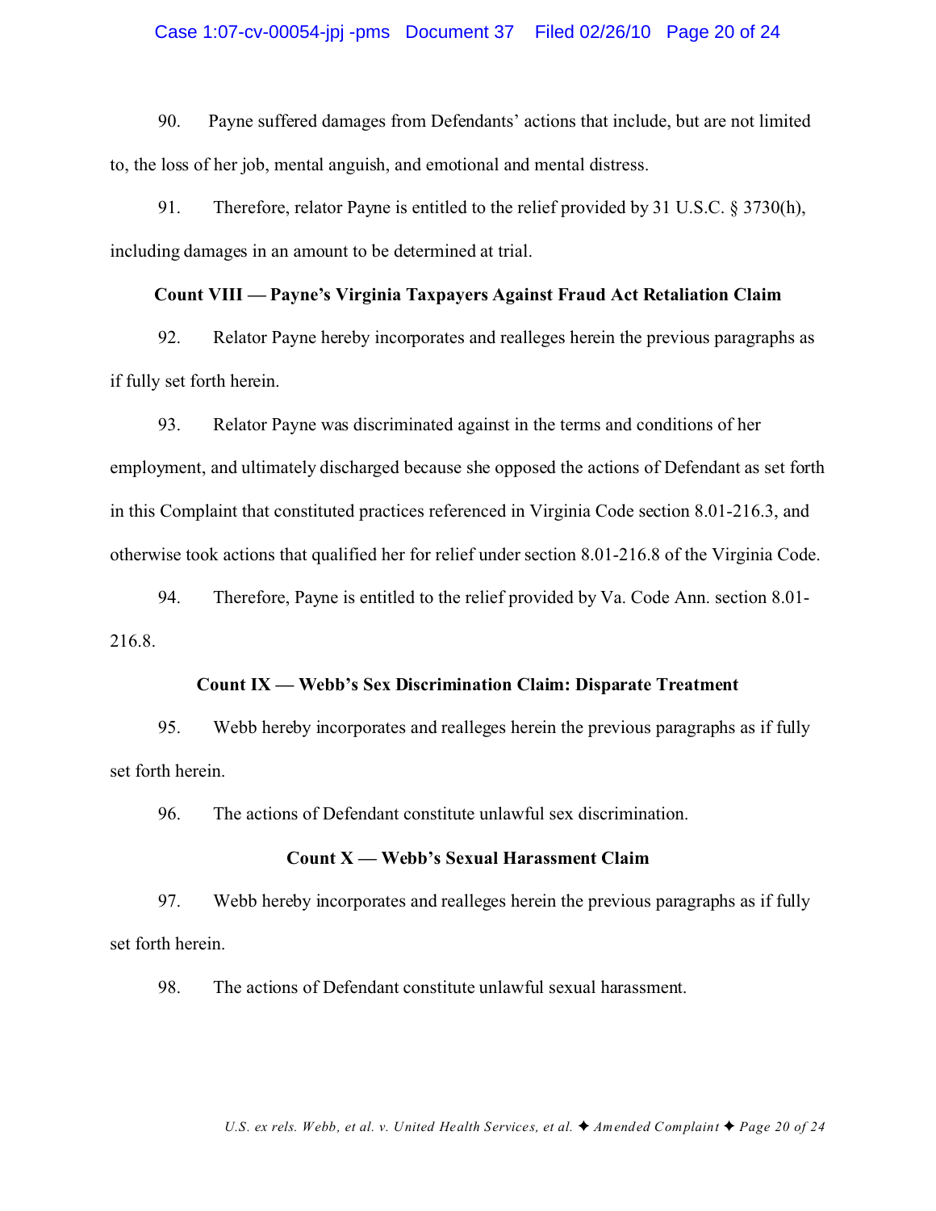90. Payne suffered damages from Defendants' actions that include, but are not limited to, the loss of her job, mental anguish, and emotional and mental distress.

91. Therefore, relator Payne is entitled to the relief provided by 31 U.S.C. § 3730(h), including damages in an amount to be determined at trial.

**Count VIII — Payne's Virginia Taxpayers Against Fraud Act Retaliation Claim**

92. Relator Payne hereby incorporates and realleges herein the previous paragraphs as if fully set forth herein.

93. Relator Payne was discriminated against in the terms and conditions of her employment, and ultimately discharged because she opposed the actions of Defendant as set forth in this Complaint that constituted practices referenced in Virginia Code section 8.01-216.3, and otherwise took actions that qualified her for relief under section 8.01-216.8 of the Virginia Code.

94. Therefore, Payne is entitled to the relief provided by Va. Code Ann. section 8.01-216.8.

**Count IX — Webb's Sex Discrimination Claim: Disparate Treatment**

95. Webb hereby incorporates and realleges herein the previous paragraphs as if fully set forth herein.

96. The actions of Defendant constitute unlawful sex discrimination.

**Count X — Webb's Sexual Harassment Claim**

97. Webb hereby incorporates and realleges herein the previous paragraphs as if fully set forth herein.

98. The actions of Defendant constitute unlawful sexual harassment.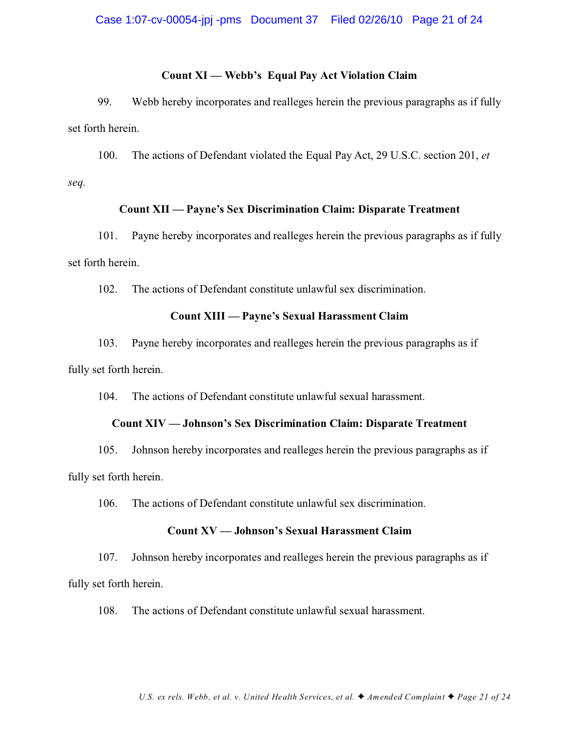**Count XI — Webb's Equal Pay Act Violation Claim**

99. Webb hereby incorporates and realleges herein the previous paragraphs as if fully set forth herein.

100. The actions of Defendant violated the Equal Pay Act, 29 U.S.C. section 201, *et seq*.

**Count XII — Payne's Sex Discrimination Claim: Disparate Treatment**

101. Payne hereby incorporates and realleges herein the previous paragraphs as if fully set forth herein.

102. The actions of Defendant constitute unlawful sex discrimination.

**Count XIII — Payne's Sexual Harassment Claim**

103. Payne hereby incorporates and realleges herein the previous paragraphs as if fully set forth herein.

104. The actions of Defendant constitute unlawful sexual harassment.

**Count XIV — Johnson's Sex Discrimination Claim: Disparate Treatment**

105. Johnson hereby incorporates and realleges herein the previous paragraphs as if fully set forth herein.

106. The actions of Defendant constitute unlawful sex discrimination.

**Count XV — Johnson's Sexual Harassment Claim**

107. Johnson hereby incorporates and realleges herein the previous paragraphs as if fully set forth herein.

108. The actions of Defendant constitute unlawful sexual harassment.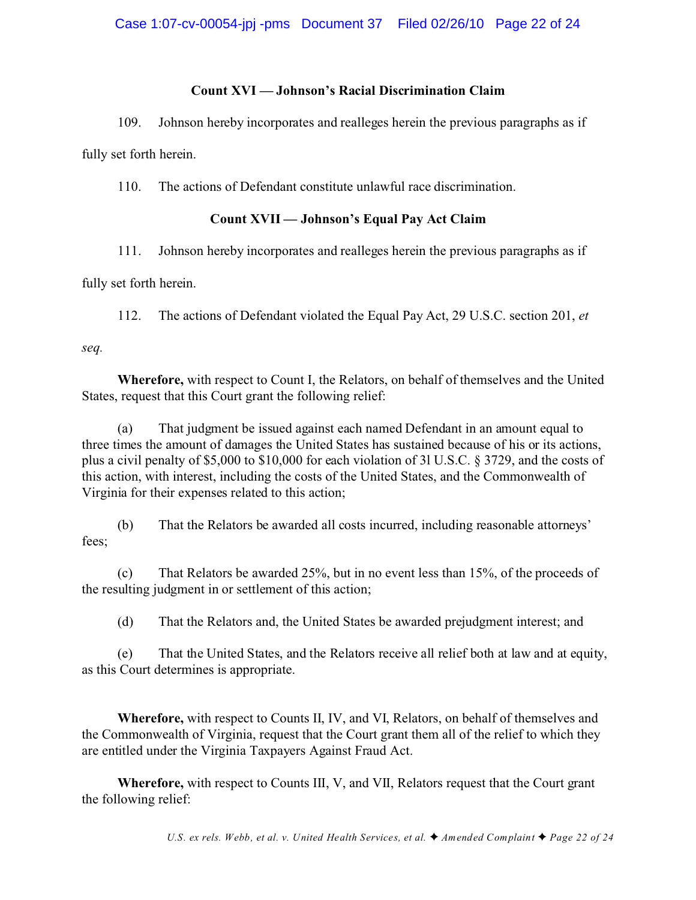**Count XVI — Johnson's Racial Discrimination Claim**

109. Johnson hereby incorporates and realleges herein the previous paragraphs as if fully set forth herein.

110. The actions of Defendant constitute unlawful race discrimination.

**Count XVII — Johnson's Equal Pay Act Claim**

111. Johnson hereby incorporates and realleges herein the previous paragraphs as if fully set forth herein.

112. The actions of Defendant violated the Equal Pay Act, 29 U.S.C. section 201, *et seq.*

**Wherefore,** with respect to Count I, the Relators, on behalf of themselves and the United States, request that this Court grant the following relief:

(a) That judgment be issued against each named Defendant in an amount equal to three times the amount of damages the United States has sustained because of his or its actions, plus a civil penalty of $5,000 to $10,000 for each violation of 3l U.S.C. § 3729, and the costs of this action, with interest, including the costs of the United States, and the Commonwealth of Virginia for their expenses related to this action;

(b) That the Relators be awarded all costs incurred, including reasonable attorneys' fees;

(c) That Relators be awarded 25%, but in no event less than 15%, of the proceeds of the resulting judgment in or settlement of this action;

(d) That the Relators and, the United States be awarded prejudgment interest; and

(e) That the United States, and the Relators receive all relief both at law and at equity, as this Court determines is appropriate.

**Wherefore,** with respect to Counts II, IV, and VI, Relators, on behalf of themselves and the Commonwealth of Virginia, request that the Court grant them all of the relief to which they are entitled under the Virginia Taxpayers Against Fraud Act.

**Wherefore,** with respect to Counts III, V, and VII, Relators request that the Court grant the following relief: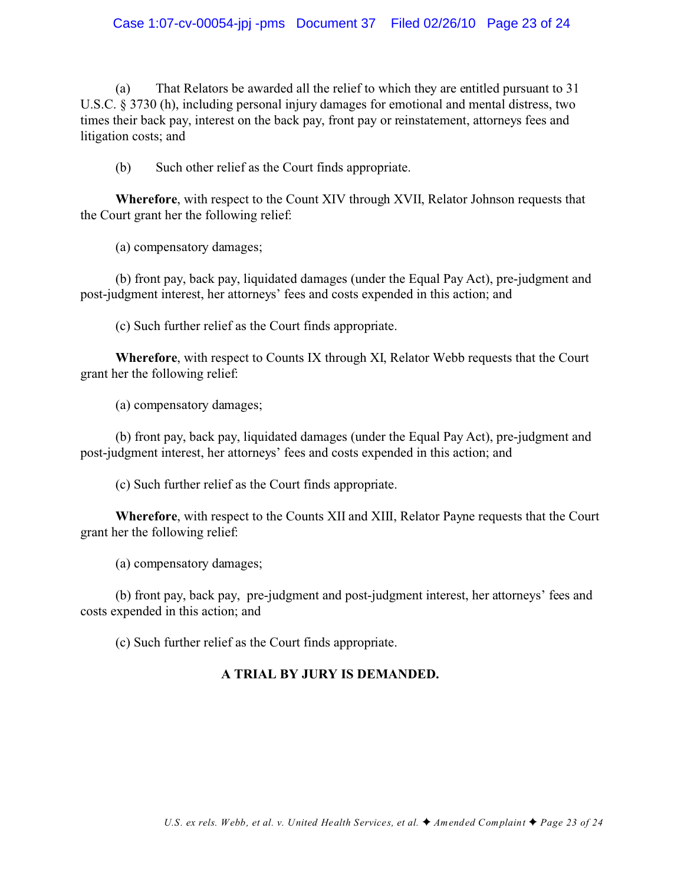(a) That Relators be awarded all the relief to which they are entitled pursuant to 31 U.S.C. § 3730 (h), including personal injury damages for emotional and mental distress, two times their back pay, interest on the back pay, front pay or reinstatement, attorneys fees and litigation costs; and

(b) Such other relief as the Court finds appropriate.

**Wherefore**, with respect to the Count XIV through XVII, Relator Johnson requests that the Court grant her the following relief:

(a) compensatory damages;

(b) front pay, back pay, liquidated damages (under the Equal Pay Act), pre-judgment and post-judgment interest, her attorneys' fees and costs expended in this action; and

(c) Such further relief as the Court finds appropriate.

**Wherefore**, with respect to Counts IX through XI, Relator Webb requests that the Court grant her the following relief:

(a) compensatory damages;

(b) front pay, back pay, liquidated damages (under the Equal Pay Act), pre-judgment and post-judgment interest, her attorneys' fees and costs expended in this action; and

(c) Such further relief as the Court finds appropriate.

**Wherefore**, with respect to the Counts XII and XIII, Relator Payne requests that the Court grant her the following relief:

(a) compensatory damages;

(b) front pay, back pay, pre-judgment and post-judgment interest, her attorneys' fees and costs expended in this action; and

(c) Such further relief as the Court finds appropriate.

**A TRIAL BY JURY IS DEMANDED.**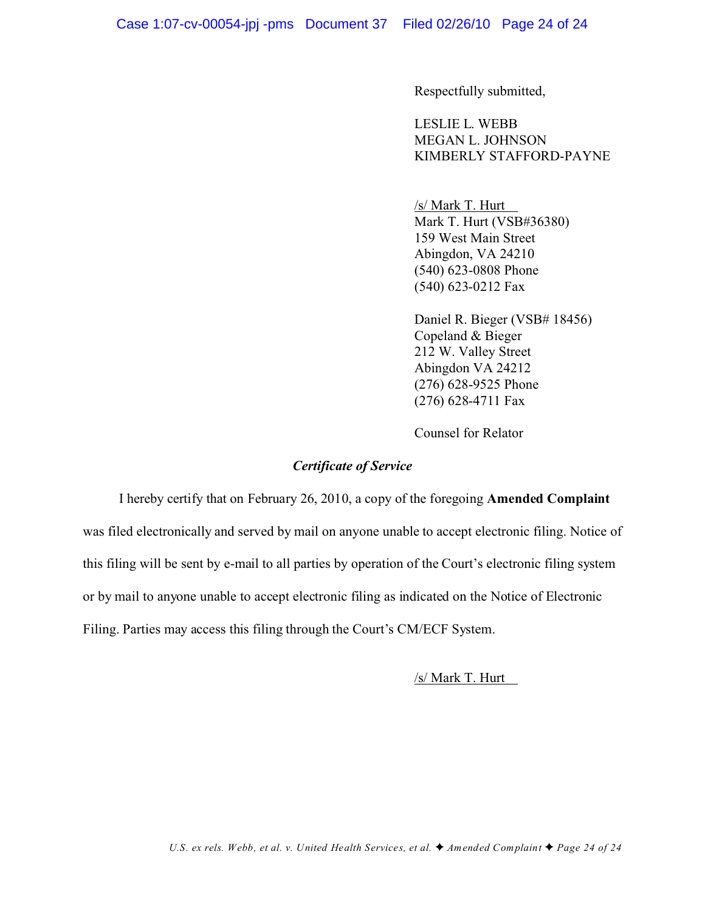Respectfully submitted,

LESLIE L. WEBB
MEGAN L. JOHNSON
KIMBERLY STAFFORD-PAYNE

/s/ Mark T. Hurt
Mark T. Hurt (VSB#36380)
159 West Main Street
Abingdon, VA 24210
(540) 623-0808 Phone
(540) 623-0212 Fax

Daniel R. Bieger (VSB# 18456)
Copeland & Bieger
212 W. Valley Street
Abingdon VA 24212
(276) 628-9525 Phone
(276) 628-4711 Fax

Counsel for Relator

***Certificate of Service***

I hereby certify that on February 26, 2010, a copy of the foregoing **Amended Complaint** was filed electronically and served by mail on anyone unable to accept electronic filing. Notice of this filing will be sent by e-mail to all parties by operation of the Court's electronic filing system or by mail to anyone unable to accept electronic filing as indicated on the Notice of Electronic Filing. Parties may access this filing through the Court's CM/ECF System.

/s/ Mark T. Hurt